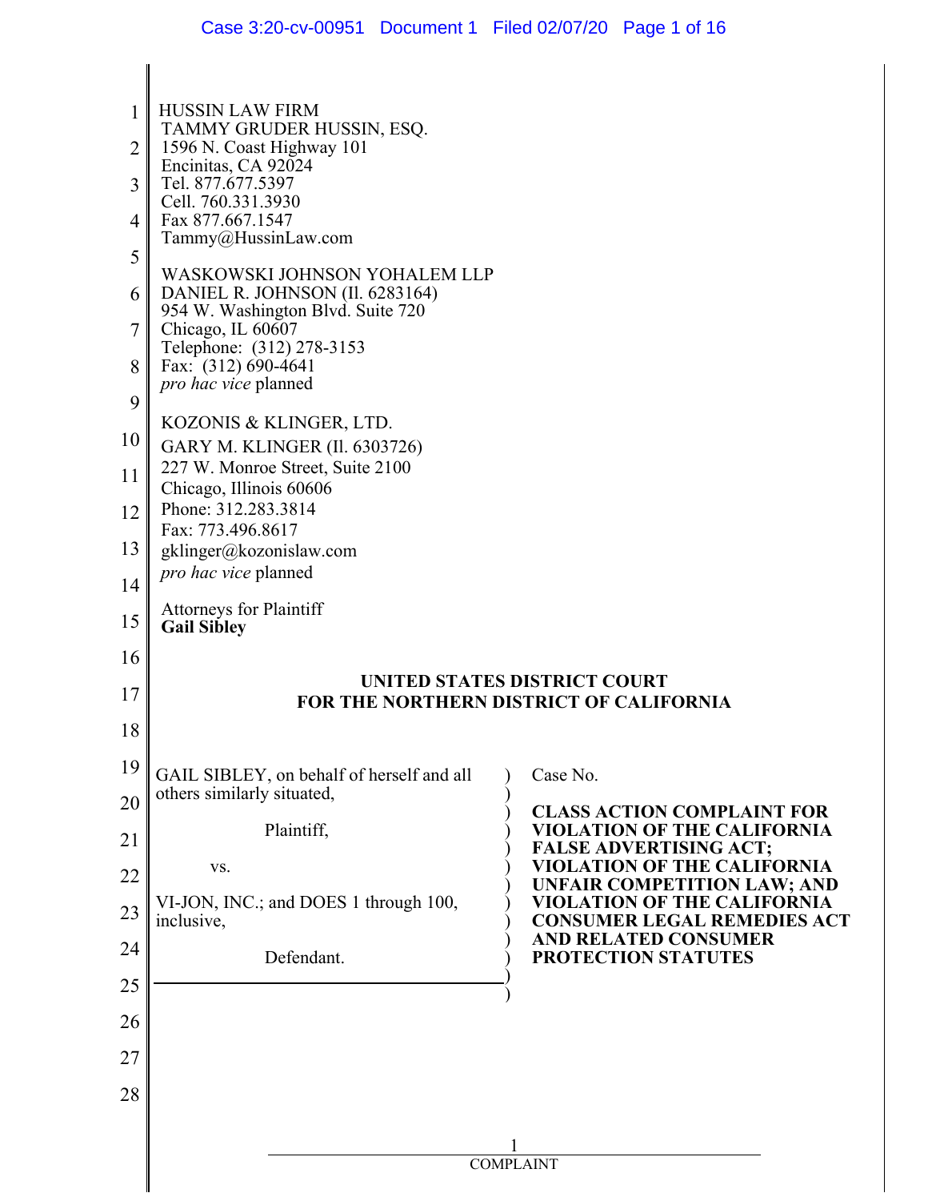HUSSIN LAW FIRM
TAMMY GRUDER HUSSIN, ESQ.
1596 N. Coast Highway 101
Encinitas, CA 92024
Tel. 877.677.5397
Cell. 760.331.3930
Fax 877.667.1547
Tammy@HussinLaw.com

WASKOWSKI JOHNSON YOHALEM LLP
DANIEL R. JOHNSON (Il. 6283164)
954 W. Washington Blvd. Suite 720
Chicago, IL 60607
Telephone: (312) 278-3153
Fax: (312) 690-4641
*pro hac vice* planned

KOZONIS & KLINGER, LTD.
GARY M. KLINGER (Il. 6303726)
227 W. Monroe Street, Suite 2100
Chicago, Illinois 60606
Phone: 312.283.3814
Fax: 773.496.8617
gklinger@kozonislaw.com
*pro hac vice* planned

Attorneys for Plaintiff
**Gail Sibley**

**UNITED STATES DISTRICT COURT**
**FOR THE NORTHERN DISTRICT OF CALIFORNIA**

GAIL SIBLEY, on behalf of herself and all others similarly situated,

Plaintiff,

vs.

VI-JON, INC.; and DOES 1 through 100, inclusive,

Defendant.

Case No.

**CLASS ACTION COMPLAINT FOR VIOLATION OF THE CALIFORNIA FALSE ADVERTISING ACT; VIOLATION OF THE CALIFORNIA UNFAIR COMPETITION LAW; AND VIOLATION OF THE CALIFORNIA CONSUMER LEGAL REMEDIES ACT AND RELATED CONSUMER PROTECTION STATUTES**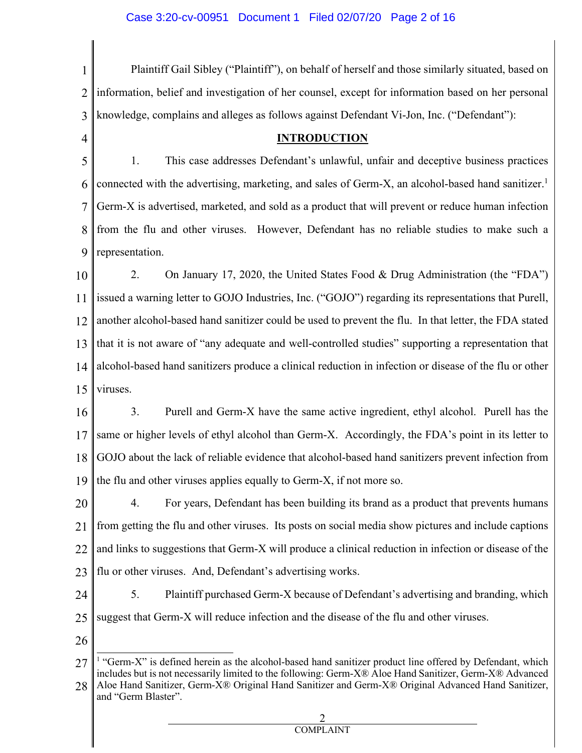Plaintiff Gail Sibley ("Plaintiff"), on behalf of herself and those similarly situated, based on information, belief and investigation of her counsel, except for information based on her personal knowledge, complains and alleges as follows against Defendant Vi-Jon, Inc. ("Defendant"):

## INTRODUCTION

1. This case addresses Defendant's unlawful, unfair and deceptive business practices connected with the advertising, marketing, and sales of Germ-X, an alcohol-based hand sanitizer.[1] Germ-X is advertised, marketed, and sold as a product that will prevent or reduce human infection from the flu and other viruses. However, Defendant has no reliable studies to make such a representation.

2. On January 17, 2020, the United States Food & Drug Administration (the "FDA") issued a warning letter to GOJO Industries, Inc. ("GOJO") regarding its representations that Purell, another alcohol-based hand sanitizer could be used to prevent the flu. In that letter, the FDA stated that it is not aware of "any adequate and well-controlled studies" supporting a representation that alcohol-based hand sanitizers produce a clinical reduction in infection or disease of the flu or other viruses.

3. Purell and Germ-X have the same active ingredient, ethyl alcohol. Purell has the same or higher levels of ethyl alcohol than Germ-X. Accordingly, the FDA's point in its letter to GOJO about the lack of reliable evidence that alcohol-based hand sanitizers prevent infection from the flu and other viruses applies equally to Germ-X, if not more so.

4. For years, Defendant has been building its brand as a product that prevents humans from getting the flu and other viruses. Its posts on social media show pictures and include captions and links to suggestions that Germ-X will produce a clinical reduction in infection or disease of the flu or other viruses. And, Defendant's advertising works.

5. Plaintiff purchased Germ-X because of Defendant's advertising and branding, which suggest that Germ-X will reduce infection and the disease of the flu and other viruses.

---

[1] "Germ-X" is defined herein as the alcohol-based hand sanitizer product line offered by Defendant, which includes but is not necessarily limited to the following: Germ-X® Aloe Hand Sanitizer, Germ-X® Advanced Aloe Hand Sanitizer, Germ-X® Original Hand Sanitizer and Germ-X® Original Advanced Hand Sanitizer, and "Germ Blaster".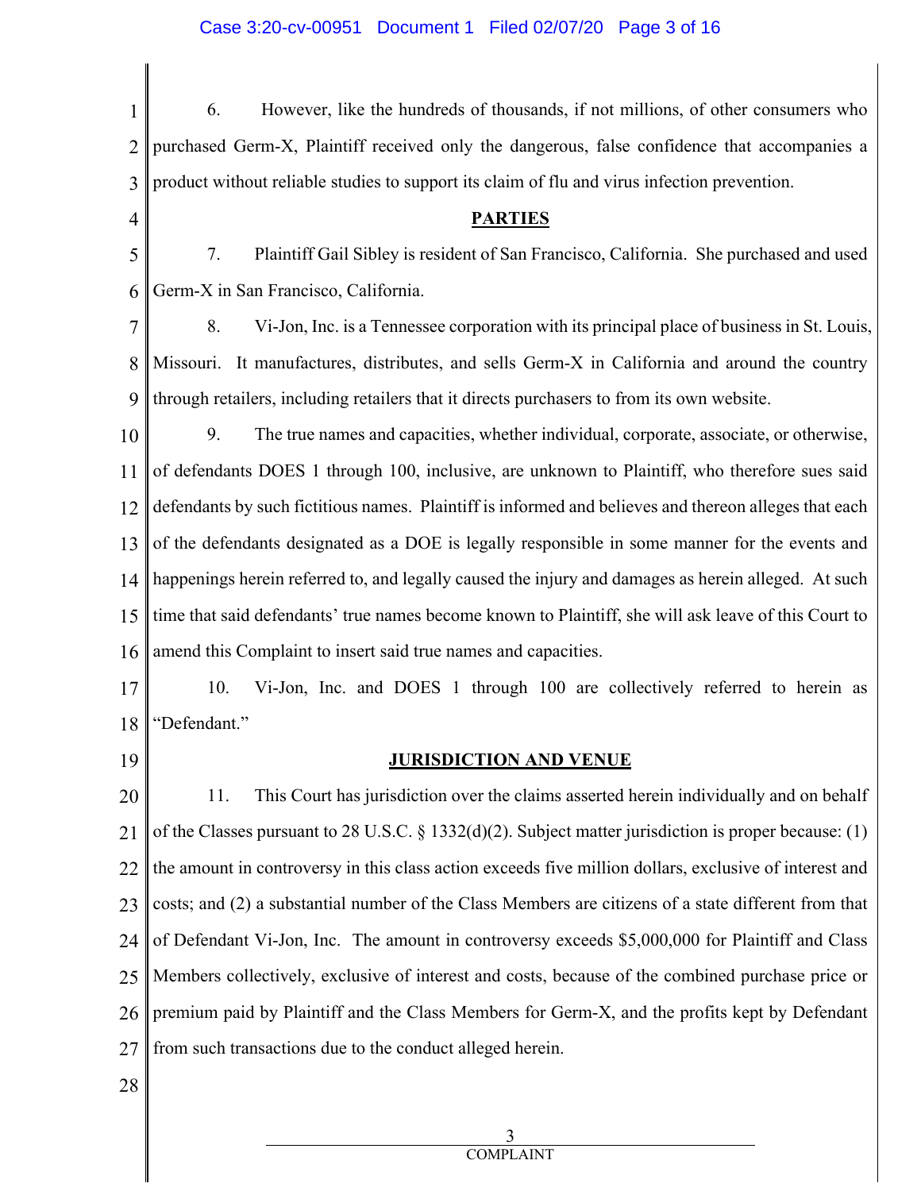6. However, like the hundreds of thousands, if not millions, of other consumers who purchased Germ-X, Plaintiff received only the dangerous, false confidence that accompanies a product without reliable studies to support its claim of flu and virus infection prevention.

## PARTIES

7. Plaintiff Gail Sibley is resident of San Francisco, California. She purchased and used Germ-X in San Francisco, California.

8. Vi-Jon, Inc. is a Tennessee corporation with its principal place of business in St. Louis, Missouri. It manufactures, distributes, and sells Germ-X in California and around the country through retailers, including retailers that it directs purchasers to from its own website.

9. The true names and capacities, whether individual, corporate, associate, or otherwise, of defendants DOES 1 through 100, inclusive, are unknown to Plaintiff, who therefore sues said defendants by such fictitious names. Plaintiff is informed and believes and thereon alleges that each of the defendants designated as a DOE is legally responsible in some manner for the events and happenings herein referred to, and legally caused the injury and damages as herein alleged. At such time that said defendants' true names become known to Plaintiff, she will ask leave of this Court to amend this Complaint to insert said true names and capacities.

10. Vi-Jon, Inc. and DOES 1 through 100 are collectively referred to herein as "Defendant."

## JURISDICTION AND VENUE

11. This Court has jurisdiction over the claims asserted herein individually and on behalf of the Classes pursuant to 28 U.S.C. § 1332(d)(2). Subject matter jurisdiction is proper because: (1) the amount in controversy in this class action exceeds five million dollars, exclusive of interest and costs; and (2) a substantial number of the Class Members are citizens of a state different from that of Defendant Vi-Jon, Inc. The amount in controversy exceeds $5,000,000 for Plaintiff and Class Members collectively, exclusive of interest and costs, because of the combined purchase price or premium paid by Plaintiff and the Class Members for Germ-X, and the profits kept by Defendant from such transactions due to the conduct alleged herein.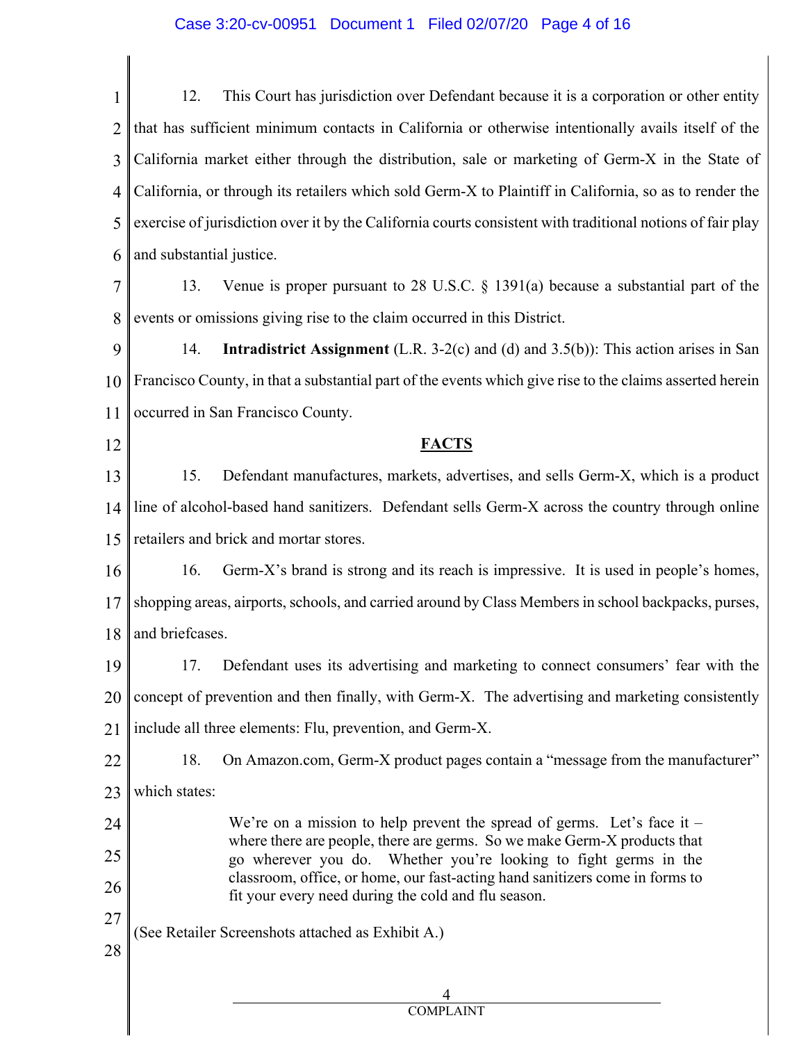12. This Court has jurisdiction over Defendant because it is a corporation or other entity that has sufficient minimum contacts in California or otherwise intentionally avails itself of the California market either through the distribution, sale or marketing of Germ-X in the State of California, or through its retailers which sold Germ-X to Plaintiff in California, so as to render the exercise of jurisdiction over it by the California courts consistent with traditional notions of fair play and substantial justice.

13. Venue is proper pursuant to 28 U.S.C. § 1391(a) because a substantial part of the events or omissions giving rise to the claim occurred in this District.

14. **Intradistrict Assignment** (L.R. 3-2(c) and (d) and 3.5(b)): This action arises in San Francisco County, in that a substantial part of the events which give rise to the claims asserted herein occurred in San Francisco County.

## FACTS

15. Defendant manufactures, markets, advertises, and sells Germ-X, which is a product line of alcohol-based hand sanitizers. Defendant sells Germ-X across the country through online retailers and brick and mortar stores.

16. Germ-X's brand is strong and its reach is impressive. It is used in people's homes, shopping areas, airports, schools, and carried around by Class Members in school backpacks, purses, and briefcases.

17. Defendant uses its advertising and marketing to connect consumers' fear with the concept of prevention and then finally, with Germ-X. The advertising and marketing consistently include all three elements: Flu, prevention, and Germ-X.

18. On Amazon.com, Germ-X product pages contain a "message from the manufacturer" which states:

> We're on a mission to help prevent the spread of germs. Let's face it – where there are people, there are germs. So we make Germ-X products that go wherever you do. Whether you're looking to fight germs in the classroom, office, or home, our fast-acting hand sanitizers come in forms to fit your every need during the cold and flu season.

(See Retailer Screenshots attached as Exhibit A.)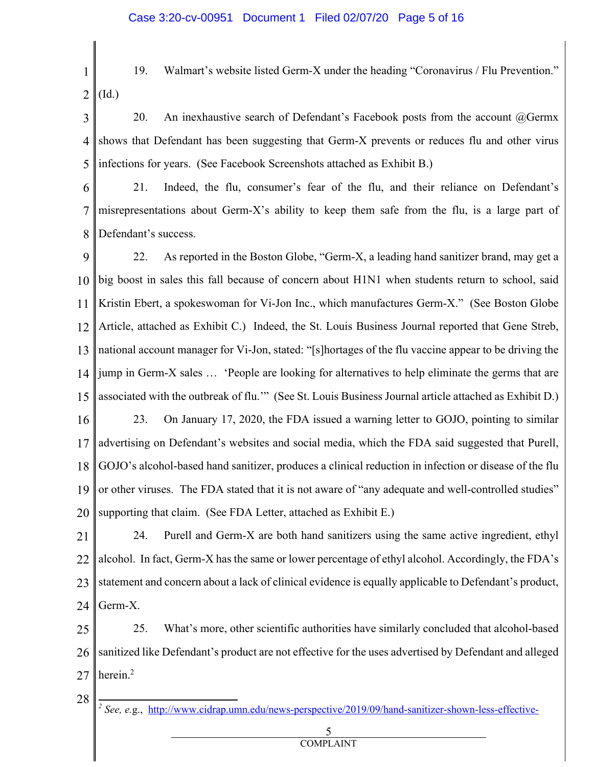19. Walmart's website listed Germ-X under the heading "Coronavirus / Flu Prevention." (Id.)

20. An inexhaustive search of Defendant's Facebook posts from the account @Germx shows that Defendant has been suggesting that Germ-X prevents or reduces flu and other virus infections for years. (See Facebook Screenshots attached as Exhibit B.)

21. Indeed, the flu, consumer's fear of the flu, and their reliance on Defendant's misrepresentations about Germ-X's ability to keep them safe from the flu, is a large part of Defendant's success.

22. As reported in the Boston Globe, "Germ-X, a leading hand sanitizer brand, may get a big boost in sales this fall because of concern about H1N1 when students return to school, said Kristin Ebert, a spokeswoman for Vi-Jon Inc., which manufactures Germ-X." (See Boston Globe Article, attached as Exhibit C.) Indeed, the St. Louis Business Journal reported that Gene Streb, national account manager for Vi-Jon, stated: "[s]hortages of the flu vaccine appear to be driving the jump in Germ-X sales … 'People are looking for alternatives to help eliminate the germs that are associated with the outbreak of flu.'" (See St. Louis Business Journal article attached as Exhibit D.)

23. On January 17, 2020, the FDA issued a warning letter to GOJO, pointing to similar advertising on Defendant's websites and social media, which the FDA said suggested that Purell, GOJO's alcohol-based hand sanitizer, produces a clinical reduction in infection or disease of the flu or other viruses. The FDA stated that it is not aware of "any adequate and well-controlled studies" supporting that claim. (See FDA Letter, attached as Exhibit E.)

24. Purell and Germ-X are both hand sanitizers using the same active ingredient, ethyl alcohol. In fact, Germ-X has the same or lower percentage of ethyl alcohol. Accordingly, the FDA's statement and concern about a lack of clinical evidence is equally applicable to Defendant's product, Germ-X.

25. What's more, other scientific authorities have similarly concluded that alcohol-based sanitized like Defendant's product are not effective for the uses advertised by Defendant and alleged herein.[2]

---

[2] *See, e.*g., http://www.cidrap.umn.edu/news-perspective/2019/09/hand-sanitizer-shown-less-effective-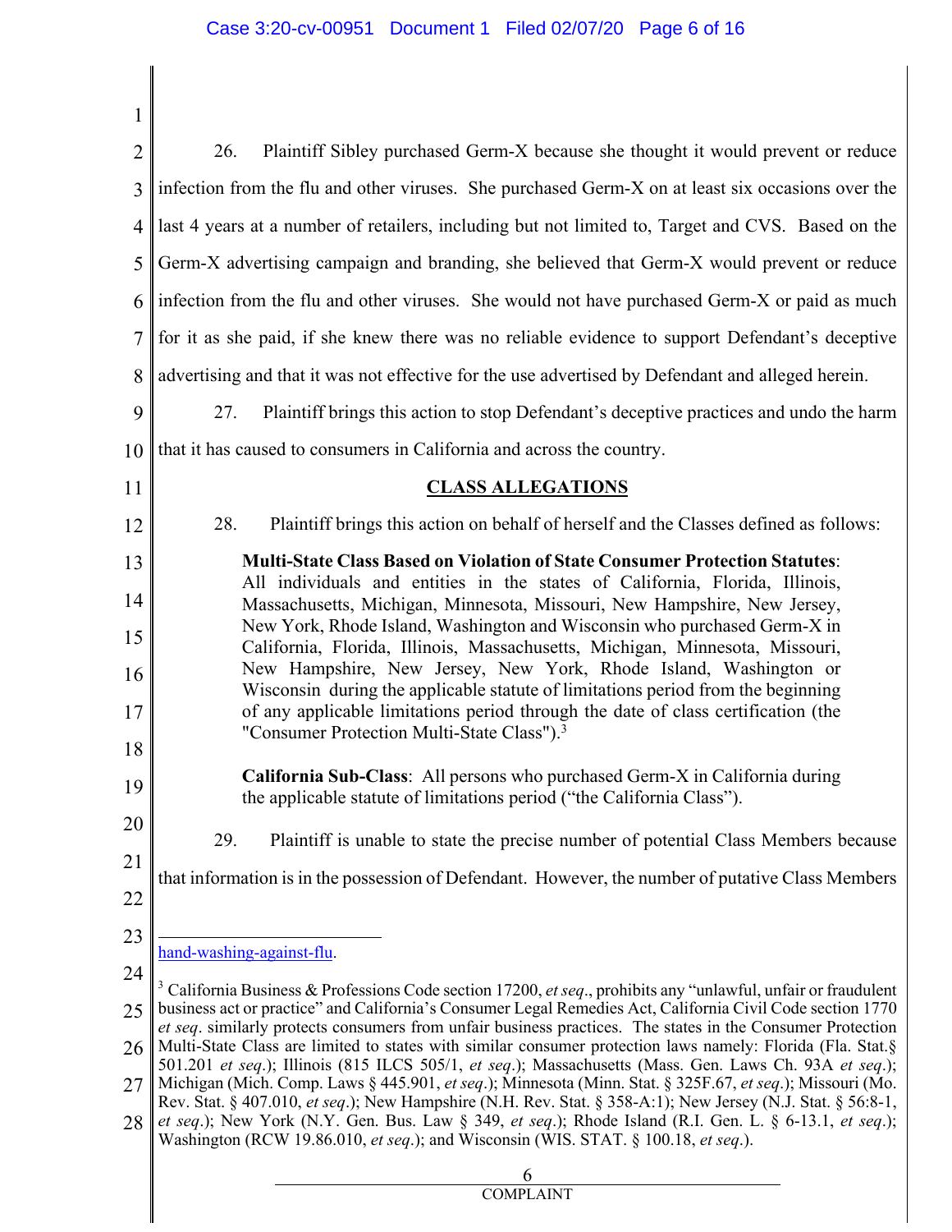26. Plaintiff Sibley purchased Germ-X because she thought it would prevent or reduce infection from the flu and other viruses. She purchased Germ-X on at least six occasions over the last 4 years at a number of retailers, including but not limited to, Target and CVS. Based on the Germ-X advertising campaign and branding, she believed that Germ-X would prevent or reduce infection from the flu and other viruses. She would not have purchased Germ-X or paid as much for it as she paid, if she knew there was no reliable evidence to support Defendant's deceptive advertising and that it was not effective for the use advertised by Defendant and alleged herein.

27. Plaintiff brings this action to stop Defendant's deceptive practices and undo the harm that it has caused to consumers in California and across the country.

## CLASS ALLEGATIONS

28. Plaintiff brings this action on behalf of herself and the Classes defined as follows:

> **Multi-State Class Based on Violation of State Consumer Protection Statutes**: All individuals and entities in the states of California, Florida, Illinois, Massachusetts, Michigan, Minnesota, Missouri, New Hampshire, New Jersey, New York, Rhode Island, Washington and Wisconsin who purchased Germ-X in California, Florida, Illinois, Massachusetts, Michigan, Minnesota, Missouri, New Hampshire, New Jersey, New York, Rhode Island, Washington or Wisconsin during the applicable statute of limitations period from the beginning of any applicable limitations period through the date of class certification (the "Consumer Protection Multi-State Class").[3]
>
> **California Sub-Class**: All persons who purchased Germ-X in California during the applicable statute of limitations period ("the California Class").

29. Plaintiff is unable to state the precise number of potential Class Members because that information is in the possession of Defendant. However, the number of putative Class Members

---

hand-washing-against-flu.

[3] California Business & Professions Code section 17200, *et seq*., prohibits any "unlawful, unfair or fraudulent business act or practice" and California's Consumer Legal Remedies Act, California Civil Code section 1770 *et seq*. similarly protects consumers from unfair business practices. The states in the Consumer Protection Multi-State Class are limited to states with similar consumer protection laws namely: Florida (Fla. Stat.§ 501.201 *et seq*.); Illinois (815 ILCS 505/1, *et seq*.); Massachusetts (Mass. Gen. Laws Ch. 93A *et seq*.); Michigan (Mich. Comp. Laws § 445.901, *et seq*.); Minnesota (Minn. Stat. § 325F.67, *et seq*.); Missouri (Mo. Rev. Stat. § 407.010, *et seq*.); New Hampshire (N.H. Rev. Stat. § 358-A:1); New Jersey (N.J. Stat. § 56:8-1, *et seq*.); New York (N.Y. Gen. Bus. Law § 349, *et seq*.); Rhode Island (R.I. Gen. L. § 6-13.1, *et seq*.); Washington (RCW 19.86.010, *et seq*.); and Wisconsin (WIS. STAT. § 100.18, *et seq*.).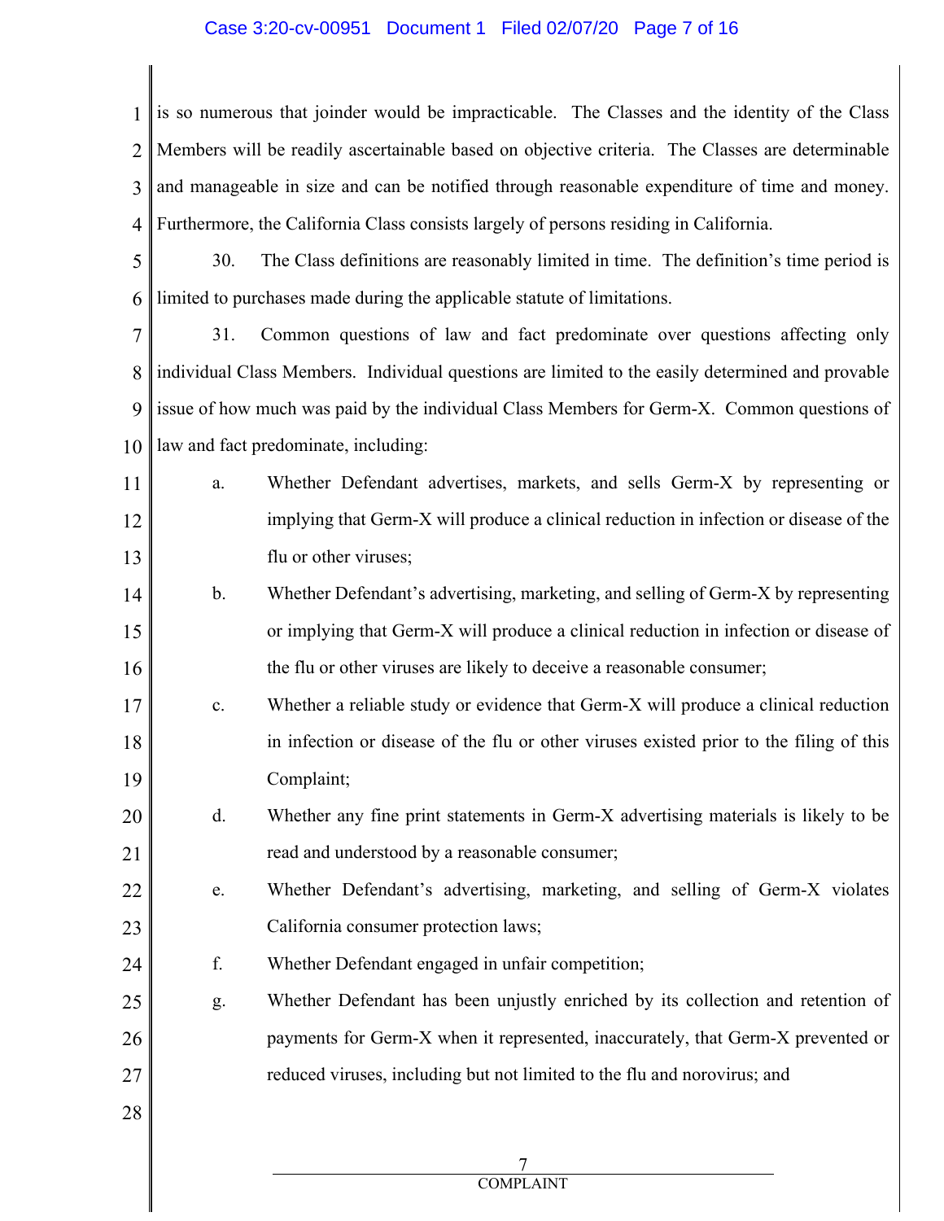is so numerous that joinder would be impracticable. The Classes and the identity of the Class Members will be readily ascertainable based on objective criteria. The Classes are determinable and manageable in size and can be notified through reasonable expenditure of time and money. Furthermore, the California Class consists largely of persons residing in California.

30. The Class definitions are reasonably limited in time. The definition's time period is limited to purchases made during the applicable statute of limitations.

31. Common questions of law and fact predominate over questions affecting only individual Class Members. Individual questions are limited to the easily determined and provable issue of how much was paid by the individual Class Members for Germ-X. Common questions of law and fact predominate, including:

a. Whether Defendant advertises, markets, and sells Germ-X by representing or implying that Germ-X will produce a clinical reduction in infection or disease of the flu or other viruses;

b. Whether Defendant's advertising, marketing, and selling of Germ-X by representing or implying that Germ-X will produce a clinical reduction in infection or disease of the flu or other viruses are likely to deceive a reasonable consumer;

c. Whether a reliable study or evidence that Germ-X will produce a clinical reduction in infection or disease of the flu or other viruses existed prior to the filing of this Complaint;

d. Whether any fine print statements in Germ-X advertising materials is likely to be read and understood by a reasonable consumer;

e. Whether Defendant's advertising, marketing, and selling of Germ-X violates California consumer protection laws;

f. Whether Defendant engaged in unfair competition;

g. Whether Defendant has been unjustly enriched by its collection and retention of payments for Germ-X when it represented, inaccurately, that Germ-X prevented or reduced viruses, including but not limited to the flu and norovirus; and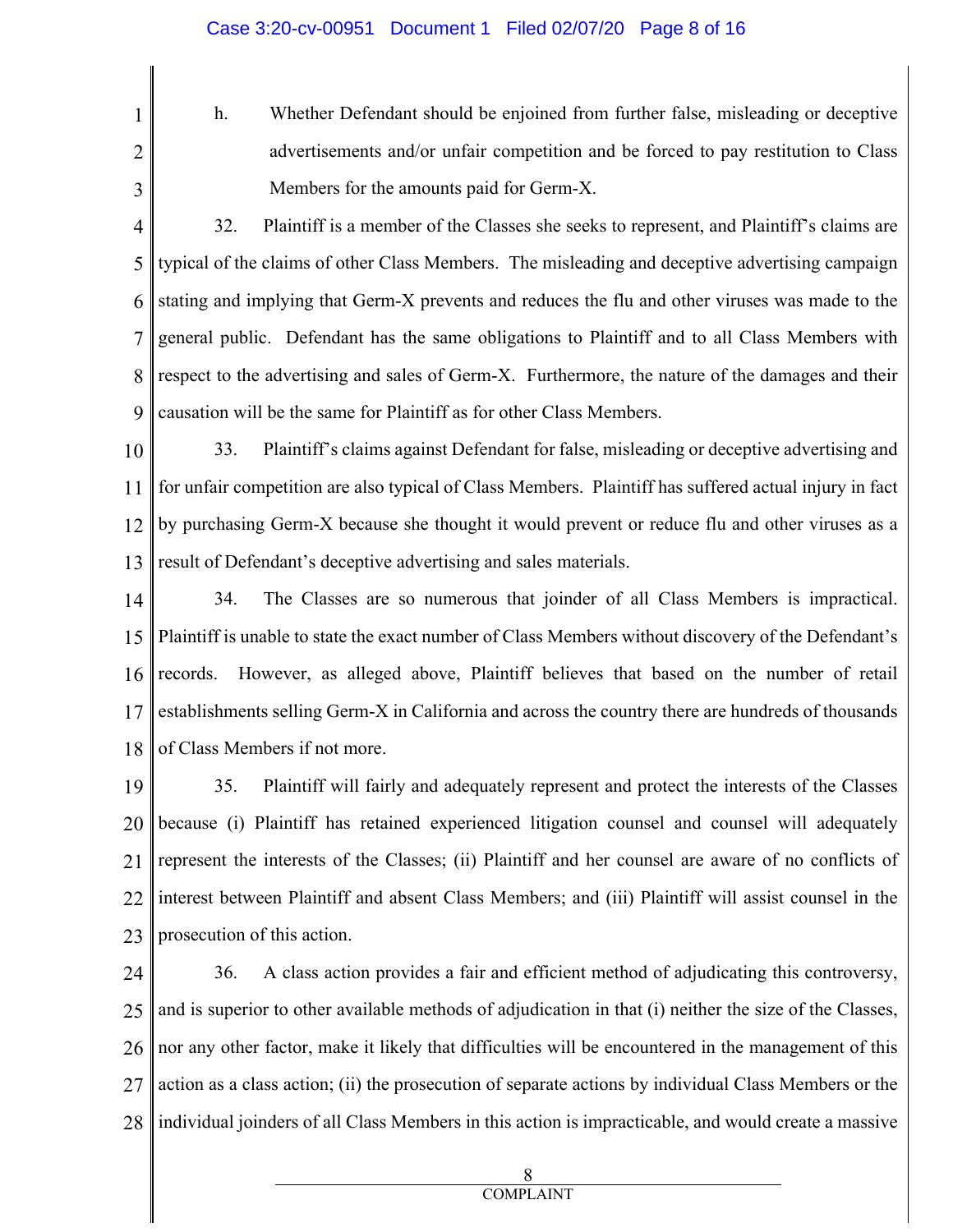h. Whether Defendant should be enjoined from further false, misleading or deceptive advertisements and/or unfair competition and be forced to pay restitution to Class Members for the amounts paid for Germ-X.

32. Plaintiff is a member of the Classes she seeks to represent, and Plaintiff's claims are typical of the claims of other Class Members. The misleading and deceptive advertising campaign stating and implying that Germ-X prevents and reduces the flu and other viruses was made to the general public. Defendant has the same obligations to Plaintiff and to all Class Members with respect to the advertising and sales of Germ-X. Furthermore, the nature of the damages and their causation will be the same for Plaintiff as for other Class Members.

33. Plaintiff's claims against Defendant for false, misleading or deceptive advertising and for unfair competition are also typical of Class Members. Plaintiff has suffered actual injury in fact by purchasing Germ-X because she thought it would prevent or reduce flu and other viruses as a result of Defendant's deceptive advertising and sales materials.

34. The Classes are so numerous that joinder of all Class Members is impractical. Plaintiff is unable to state the exact number of Class Members without discovery of the Defendant's records. However, as alleged above, Plaintiff believes that based on the number of retail establishments selling Germ-X in California and across the country there are hundreds of thousands of Class Members if not more.

35. Plaintiff will fairly and adequately represent and protect the interests of the Classes because (i) Plaintiff has retained experienced litigation counsel and counsel will adequately represent the interests of the Classes; (ii) Plaintiff and her counsel are aware of no conflicts of interest between Plaintiff and absent Class Members; and (iii) Plaintiff will assist counsel in the prosecution of this action.

36. A class action provides a fair and efficient method of adjudicating this controversy, and is superior to other available methods of adjudication in that (i) neither the size of the Classes, nor any other factor, make it likely that difficulties will be encountered in the management of this action as a class action; (ii) the prosecution of separate actions by individual Class Members or the individual joinders of all Class Members in this action is impracticable, and would create a massive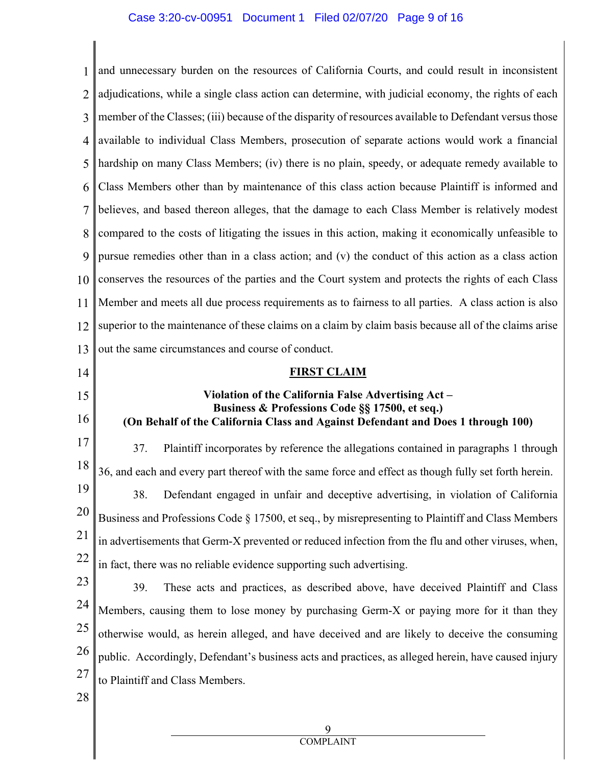and unnecessary burden on the resources of California Courts, and could result in inconsistent adjudications, while a single class action can determine, with judicial economy, the rights of each member of the Classes; (iii) because of the disparity of resources available to Defendant versus those available to individual Class Members, prosecution of separate actions would work a financial hardship on many Class Members; (iv) there is no plain, speedy, or adequate remedy available to Class Members other than by maintenance of this class action because Plaintiff is informed and believes, and based thereon alleges, that the damage to each Class Member is relatively modest compared to the costs of litigating the issues in this action, making it economically unfeasible to pursue remedies other than in a class action; and (v) the conduct of this action as a class action conserves the resources of the parties and the Court system and protects the rights of each Class Member and meets all due process requirements as to fairness to all parties. A class action is also superior to the maintenance of these claims on a claim by claim basis because all of the claims arise out the same circumstances and course of conduct.

## FIRST CLAIM

**Violation of the California False Advertising Act –**
**Business & Professions Code §§ 17500, et seq.)**
**(On Behalf of the California Class and Against Defendant and Does 1 through 100)**

37. Plaintiff incorporates by reference the allegations contained in paragraphs 1 through 36, and each and every part thereof with the same force and effect as though fully set forth herein.

38. Defendant engaged in unfair and deceptive advertising, in violation of California Business and Professions Code § 17500, et seq., by misrepresenting to Plaintiff and Class Members in advertisements that Germ-X prevented or reduced infection from the flu and other viruses, when, in fact, there was no reliable evidence supporting such advertising.

39. These acts and practices, as described above, have deceived Plaintiff and Class Members, causing them to lose money by purchasing Germ-X or paying more for it than they otherwise would, as herein alleged, and have deceived and are likely to deceive the consuming public. Accordingly, Defendant's business acts and practices, as alleged herein, have caused injury to Plaintiff and Class Members.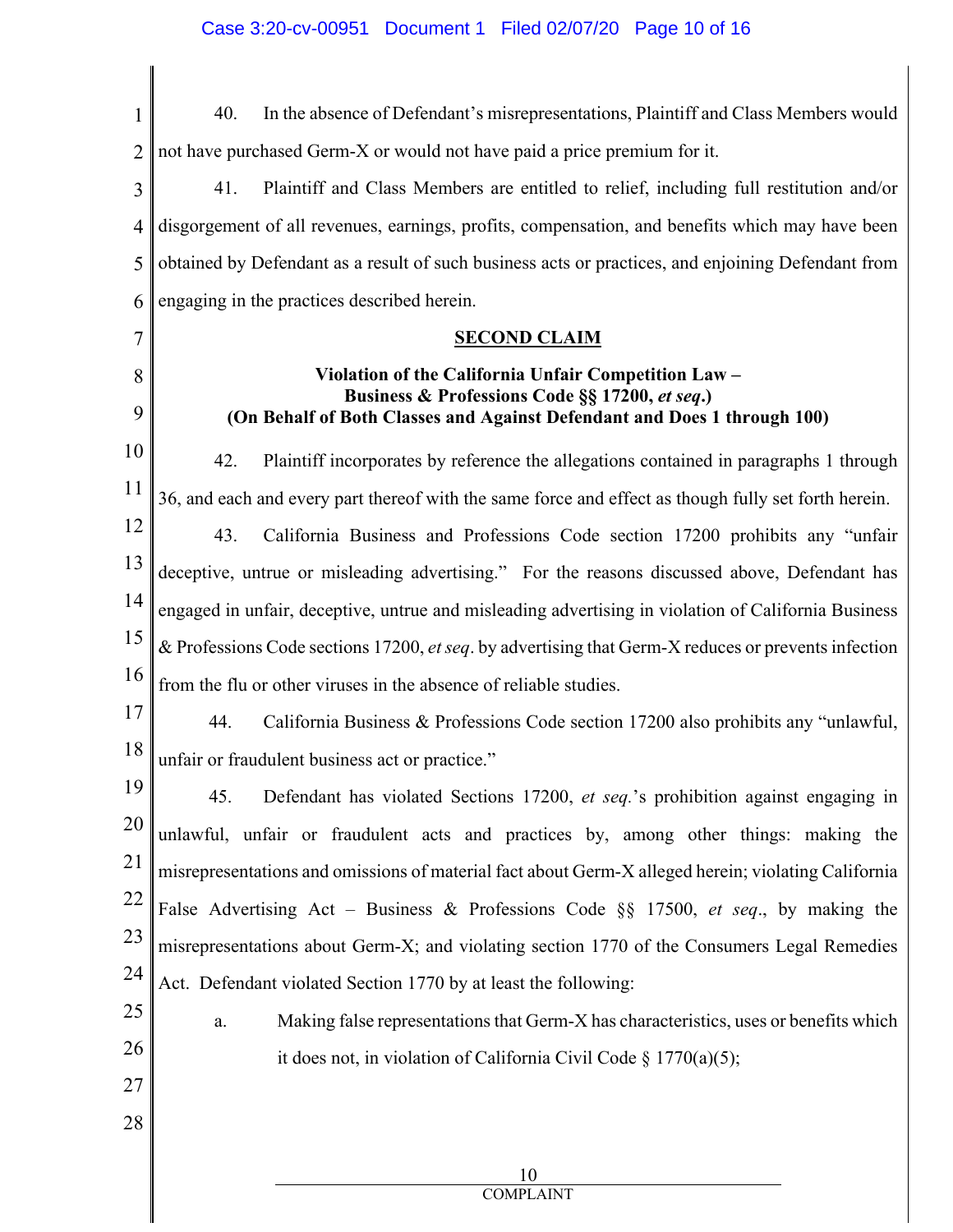40. In the absence of Defendant's misrepresentations, Plaintiff and Class Members would not have purchased Germ-X or would not have paid a price premium for it.

41. Plaintiff and Class Members are entitled to relief, including full restitution and/or disgorgement of all revenues, earnings, profits, compensation, and benefits which may have been obtained by Defendant as a result of such business acts or practices, and enjoining Defendant from engaging in the practices described herein.

## SECOND CLAIM

### Violation of the California Unfair Competition Law – Business & Professions Code §§ 17200, *et seq*.) (On Behalf of Both Classes and Against Defendant and Does 1 through 100)

42. Plaintiff incorporates by reference the allegations contained in paragraphs 1 through 36, and each and every part thereof with the same force and effect as though fully set forth herein.

43. California Business and Professions Code section 17200 prohibits any "unfair deceptive, untrue or misleading advertising." For the reasons discussed above, Defendant has engaged in unfair, deceptive, untrue and misleading advertising in violation of California Business & Professions Code sections 17200, *et seq*. by advertising that Germ-X reduces or prevents infection from the flu or other viruses in the absence of reliable studies.

44. California Business & Professions Code section 17200 also prohibits any "unlawful, unfair or fraudulent business act or practice."

45. Defendant has violated Sections 17200, *et seq.*'s prohibition against engaging in unlawful, unfair or fraudulent acts and practices by, among other things: making the misrepresentations and omissions of material fact about Germ-X alleged herein; violating California False Advertising Act – Business & Professions Code §§ 17500, *et seq*., by making the misrepresentations about Germ-X; and violating section 1770 of the Consumers Legal Remedies Act. Defendant violated Section 1770 by at least the following:

a. Making false representations that Germ-X has characteristics, uses or benefits which it does not, in violation of California Civil Code § 1770(a)(5);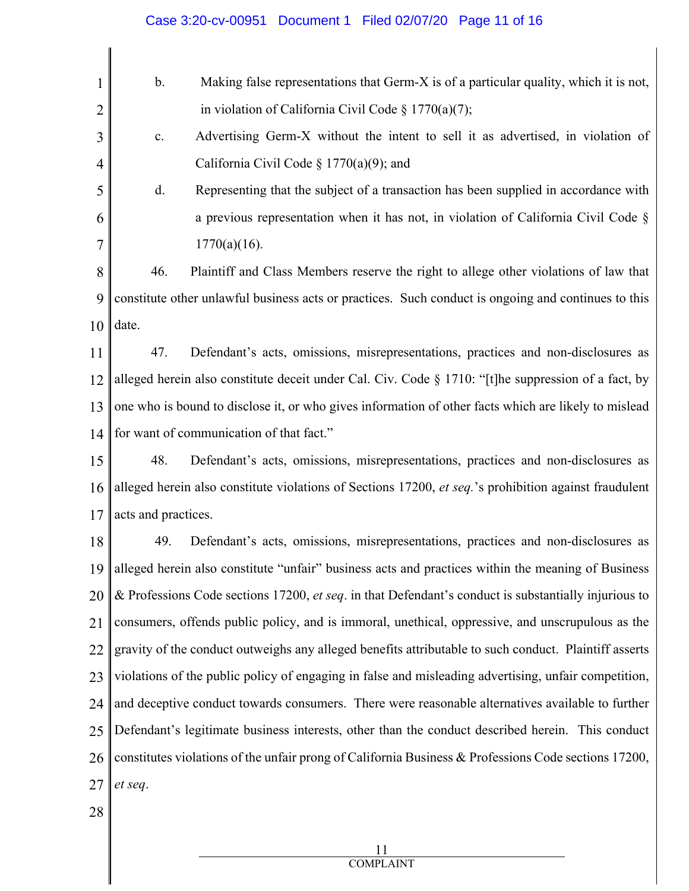b. Making false representations that Germ-X is of a particular quality, which it is not, in violation of California Civil Code § 1770(a)(7);

c. Advertising Germ-X without the intent to sell it as advertised, in violation of California Civil Code § 1770(a)(9); and

d. Representing that the subject of a transaction has been supplied in accordance with a previous representation when it has not, in violation of California Civil Code § 1770(a)(16).

46. Plaintiff and Class Members reserve the right to allege other violations of law that constitute other unlawful business acts or practices. Such conduct is ongoing and continues to this date.

47. Defendant's acts, omissions, misrepresentations, practices and non-disclosures as alleged herein also constitute deceit under Cal. Civ. Code § 1710: "[t]he suppression of a fact, by one who is bound to disclose it, or who gives information of other facts which are likely to mislead for want of communication of that fact."

48. Defendant's acts, omissions, misrepresentations, practices and non-disclosures as alleged herein also constitute violations of Sections 17200, *et seq.*'s prohibition against fraudulent acts and practices.

49. Defendant's acts, omissions, misrepresentations, practices and non-disclosures as alleged herein also constitute "unfair" business acts and practices within the meaning of Business & Professions Code sections 17200, *et seq*. in that Defendant's conduct is substantially injurious to consumers, offends public policy, and is immoral, unethical, oppressive, and unscrupulous as the gravity of the conduct outweighs any alleged benefits attributable to such conduct. Plaintiff asserts violations of the public policy of engaging in false and misleading advertising, unfair competition, and deceptive conduct towards consumers. There were reasonable alternatives available to further Defendant's legitimate business interests, other than the conduct described herein. This conduct constitutes violations of the unfair prong of California Business & Professions Code sections 17200, *et seq*.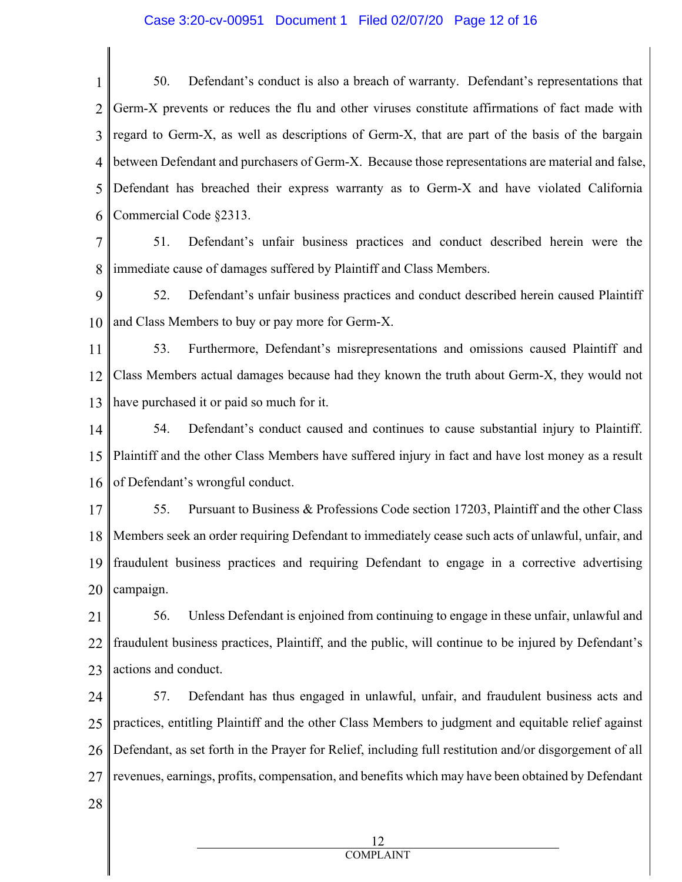50. Defendant's conduct is also a breach of warranty. Defendant's representations that Germ-X prevents or reduces the flu and other viruses constitute affirmations of fact made with regard to Germ-X, as well as descriptions of Germ-X, that are part of the basis of the bargain between Defendant and purchasers of Germ-X. Because those representations are material and false, Defendant has breached their express warranty as to Germ-X and have violated California Commercial Code §2313.

51. Defendant's unfair business practices and conduct described herein were the immediate cause of damages suffered by Plaintiff and Class Members.

52. Defendant's unfair business practices and conduct described herein caused Plaintiff and Class Members to buy or pay more for Germ-X.

53. Furthermore, Defendant's misrepresentations and omissions caused Plaintiff and Class Members actual damages because had they known the truth about Germ-X, they would not have purchased it or paid so much for it.

54. Defendant's conduct caused and continues to cause substantial injury to Plaintiff. Plaintiff and the other Class Members have suffered injury in fact and have lost money as a result of Defendant's wrongful conduct.

55. Pursuant to Business & Professions Code section 17203, Plaintiff and the other Class Members seek an order requiring Defendant to immediately cease such acts of unlawful, unfair, and fraudulent business practices and requiring Defendant to engage in a corrective advertising campaign.

56. Unless Defendant is enjoined from continuing to engage in these unfair, unlawful and fraudulent business practices, Plaintiff, and the public, will continue to be injured by Defendant's actions and conduct.

57. Defendant has thus engaged in unlawful, unfair, and fraudulent business acts and practices, entitling Plaintiff and the other Class Members to judgment and equitable relief against Defendant, as set forth in the Prayer for Relief, including full restitution and/or disgorgement of all revenues, earnings, profits, compensation, and benefits which may have been obtained by Defendant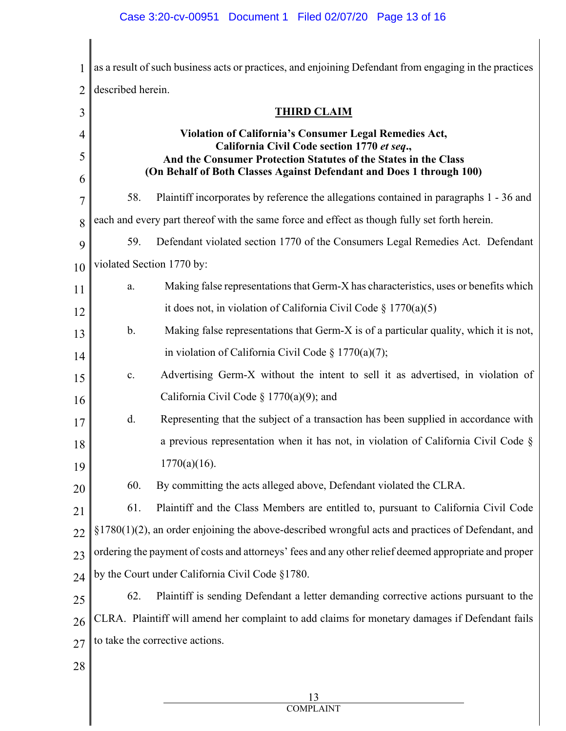as a result of such business acts or practices, and enjoining Defendant from engaging in the practices described herein.

## THIRD CLAIM

**Violation of California's Consumer Legal Remedies Act, California Civil Code section 1770 *et seq*., And the Consumer Protection Statutes of the States in the Class (On Behalf of Both Classes Against Defendant and Does 1 through 100)**

58. Plaintiff incorporates by reference the allegations contained in paragraphs 1 - 36 and each and every part thereof with the same force and effect as though fully set forth herein.

59. Defendant violated section 1770 of the Consumers Legal Remedies Act. Defendant violated Section 1770 by:

a. Making false representations that Germ-X has characteristics, uses or benefits which it does not, in violation of California Civil Code § 1770(a)(5)

b. Making false representations that Germ-X is of a particular quality, which it is not, in violation of California Civil Code § 1770(a)(7);

c. Advertising Germ-X without the intent to sell it as advertised, in violation of California Civil Code § 1770(a)(9); and

d. Representing that the subject of a transaction has been supplied in accordance with a previous representation when it has not, in violation of California Civil Code § 1770(a)(16).

60. By committing the acts alleged above, Defendant violated the CLRA.

61. Plaintiff and the Class Members are entitled to, pursuant to California Civil Code §1780(1)(2), an order enjoining the above-described wrongful acts and practices of Defendant, and ordering the payment of costs and attorneys' fees and any other relief deemed appropriate and proper by the Court under California Civil Code §1780.

62. Plaintiff is sending Defendant a letter demanding corrective actions pursuant to the CLRA. Plaintiff will amend her complaint to add claims for monetary damages if Defendant fails to take the corrective actions.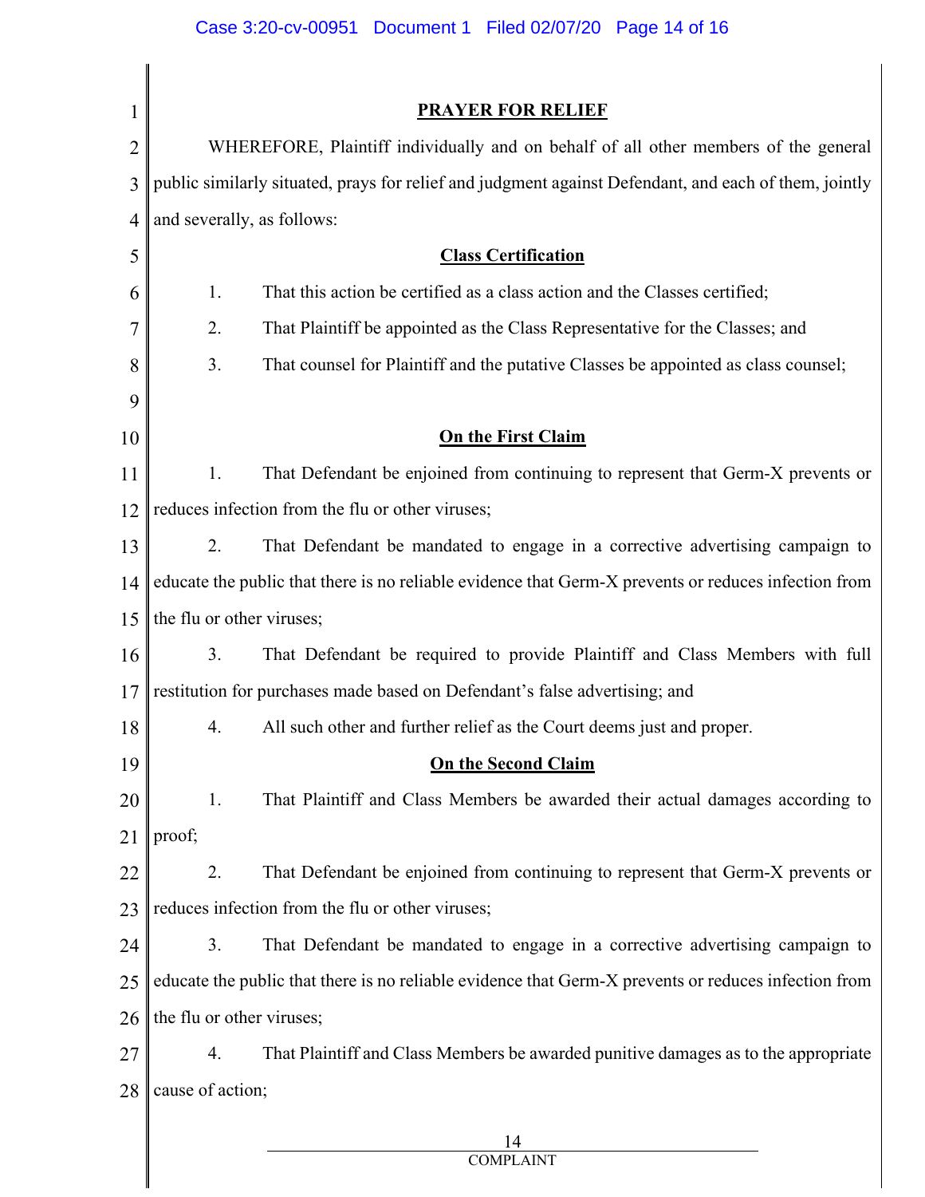## PRAYER FOR RELIEF

WHEREFORE, Plaintiff individually and on behalf of all other members of the general public similarly situated, prays for relief and judgment against Defendant, and each of them, jointly and severally, as follows:

### Class Certification

1. That this action be certified as a class action and the Classes certified;
2. That Plaintiff be appointed as the Class Representative for the Classes; and
3. That counsel for Plaintiff and the putative Classes be appointed as class counsel;

### On the First Claim

1. That Defendant be enjoined from continuing to represent that Germ-X prevents or reduces infection from the flu or other viruses;
2. That Defendant be mandated to engage in a corrective advertising campaign to educate the public that there is no reliable evidence that Germ-X prevents or reduces infection from the flu or other viruses;
3. That Defendant be required to provide Plaintiff and Class Members with full restitution for purchases made based on Defendant's false advertising; and
4. All such other and further relief as the Court deems just and proper.

### On the Second Claim

1. That Plaintiff and Class Members be awarded their actual damages according to proof;
2. That Defendant be enjoined from continuing to represent that Germ-X prevents or reduces infection from the flu or other viruses;
3. That Defendant be mandated to engage in a corrective advertising campaign to educate the public that there is no reliable evidence that Germ-X prevents or reduces infection from the flu or other viruses;
4. That Plaintiff and Class Members be awarded punitive damages as to the appropriate cause of action;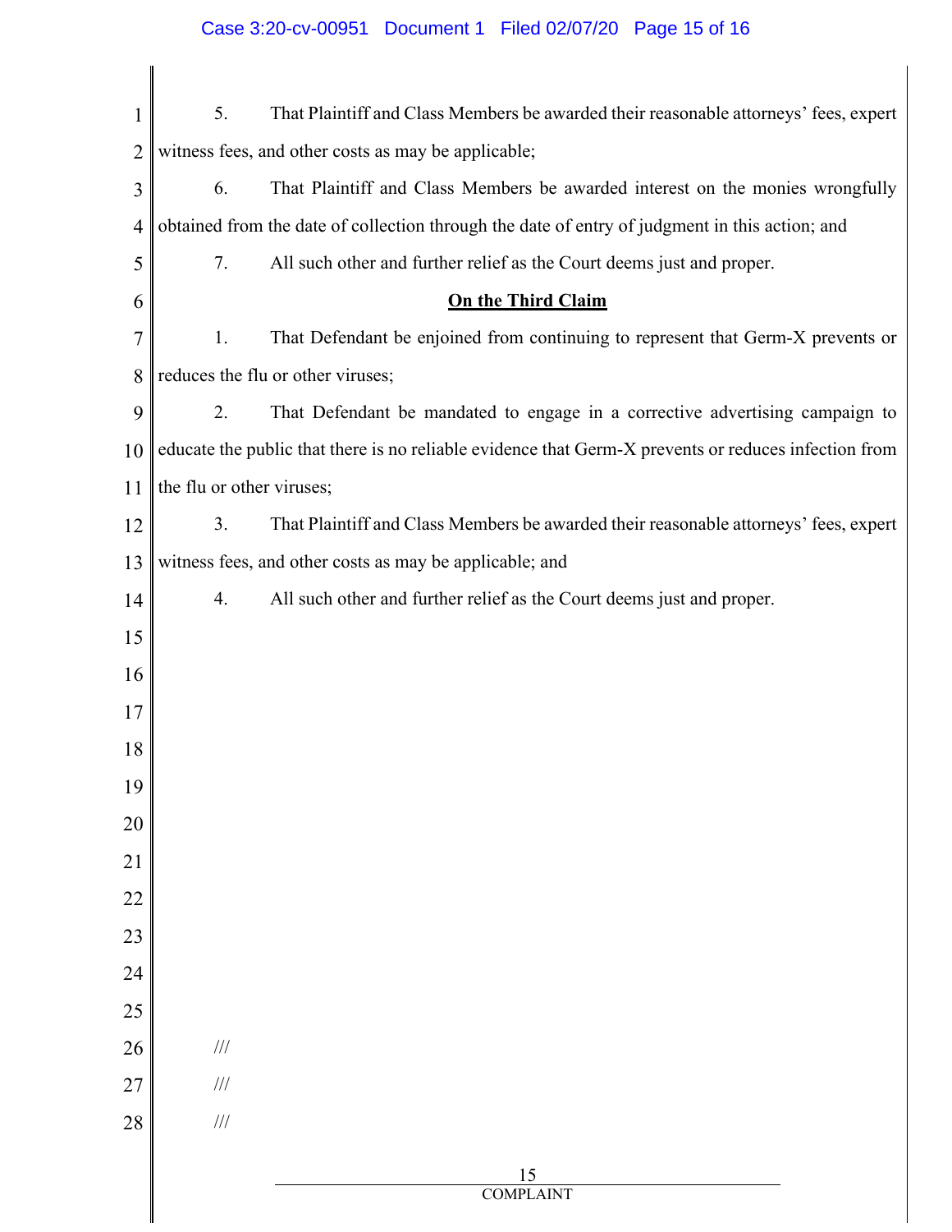5. That Plaintiff and Class Members be awarded their reasonable attorneys' fees, expert witness fees, and other costs as may be applicable;

6. That Plaintiff and Class Members be awarded interest on the monies wrongfully obtained from the date of collection through the date of entry of judgment in this action; and

7. All such other and further relief as the Court deems just and proper.

**On the Third Claim**

1. That Defendant be enjoined from continuing to represent that Germ-X prevents or reduces the flu or other viruses;

2. That Defendant be mandated to engage in a corrective advertising campaign to educate the public that there is no reliable evidence that Germ-X prevents or reduces infection from the flu or other viruses;

3. That Plaintiff and Class Members be awarded their reasonable attorneys' fees, expert witness fees, and other costs as may be applicable; and

4. All such other and further relief as the Court deems just and proper.

///

///

///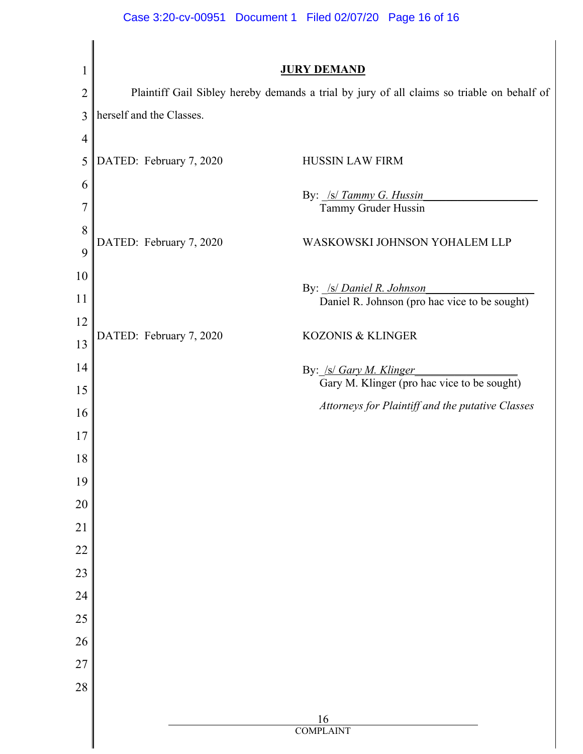**JURY DEMAND**

Plaintiff Gail Sibley hereby demands a trial by jury of all claims so triable on behalf of herself and the Classes.

DATED: February 7, 2020

HUSSIN LAW FIRM

By: _/s/ *Tammy G. Hussin*____________________
Tammy Gruder Hussin

DATED: February 7, 2020

WASKOWSKI JOHNSON YOHALEM LLP

By: _/s/ *Daniel R. Johnson*___________________
Daniel R. Johnson (pro hac vice to be sought)

DATED: February 7, 2020

KOZONIS & KLINGER

By:_/s/ *Gary M. Klinger*__________________
Gary M. Klinger (pro hac vice to be sought)

*Attorneys for Plaintiff and the putative Classes*

COMPLAINT